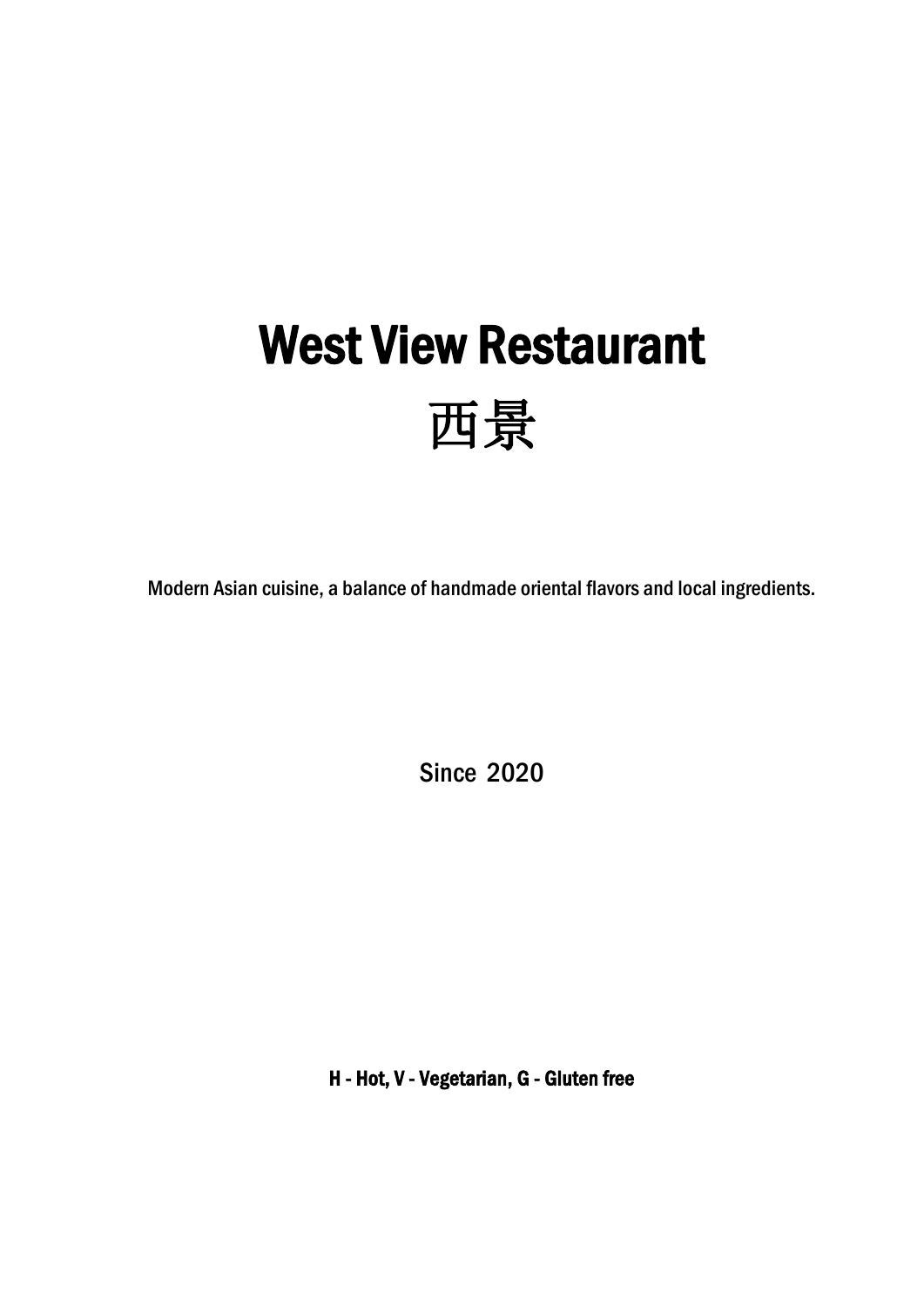# West View Restaurant

# 西景

Modern Asian cuisine, a balance of handmade oriental flavors and local ingredients.

Since 2020

**H - Hot, V - Vegetarian, G - Gluten free**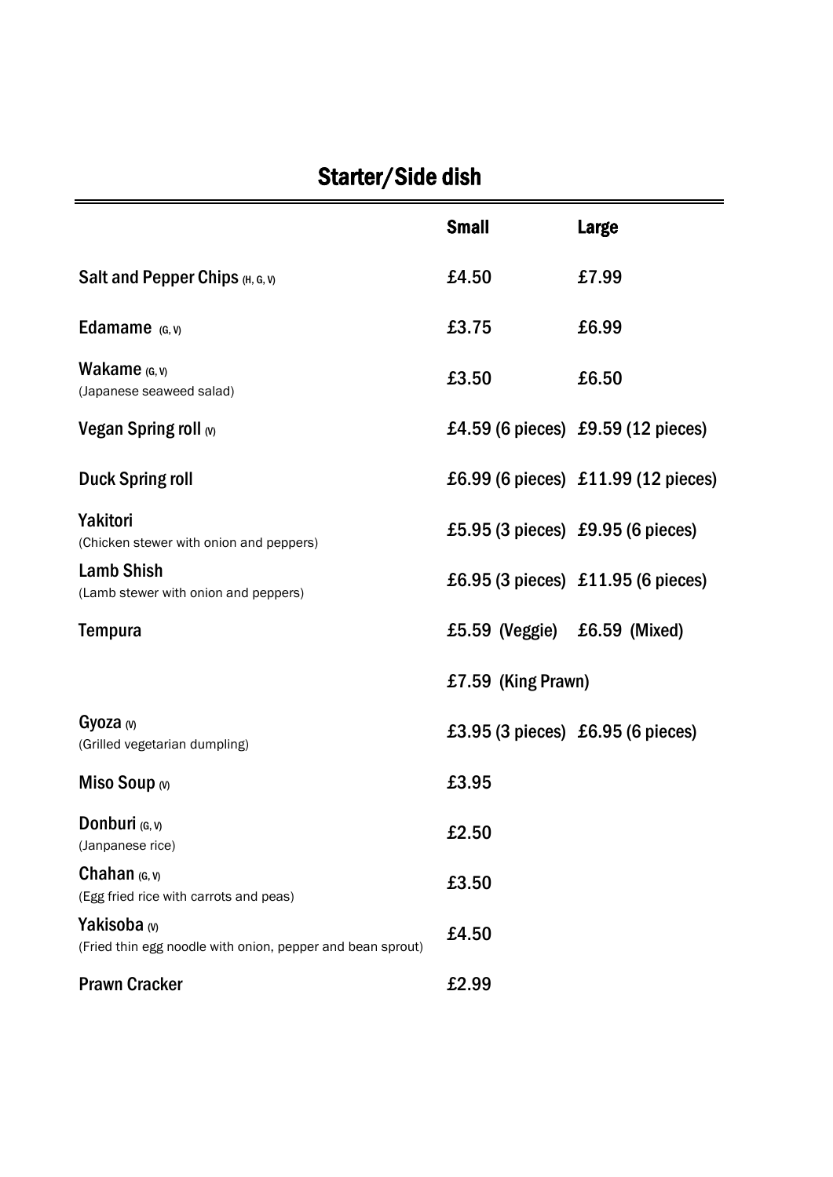## Starter/Side dish

| | Small | Large |
|---|---|---|
| Salt and Pepper Chips (H, G, V) | £4.50 | £7.99 |
| Edamame (G, V) | £3.75 | £6.99 |
| Wakame (G, V)<br>(Japanese seaweed salad) | £3.50 | £6.50 |
| Vegan Spring roll (V) | £4.59 (6 pieces) | £9.59 (12 pieces) |
| Duck Spring roll | £6.99 (6 pieces) | £11.99 (12 pieces) |
| Yakitori<br>(Chicken stewer with onion and peppers) | £5.95 (3 pieces) | £9.95 (6 pieces) |
| Lamb Shish<br>(Lamb stewer with onion and peppers) | £6.95 (3 pieces) | £11.95 (6 pieces) |
| Tempura | £5.59 (Veggie) | £6.59 (Mixed) |
| | £7.59 (King Prawn) | |
| Gyoza (V)<br>(Grilled vegetarian dumpling) | £3.95 (3 pieces) | £6.95 (6 pieces) |
| Miso Soup (V) | £3.95 | |
| Donburi (G, V)<br>(Janpanese rice) | £2.50 | |
| Chahan (G, V)<br>(Egg fried rice with carrots and peas) | £3.50 | |
| Yakisoba (V)<br>(Fried thin egg noodle with onion, pepper and bean sprout) | £4.50 | |
| Prawn Cracker | £2.99 | |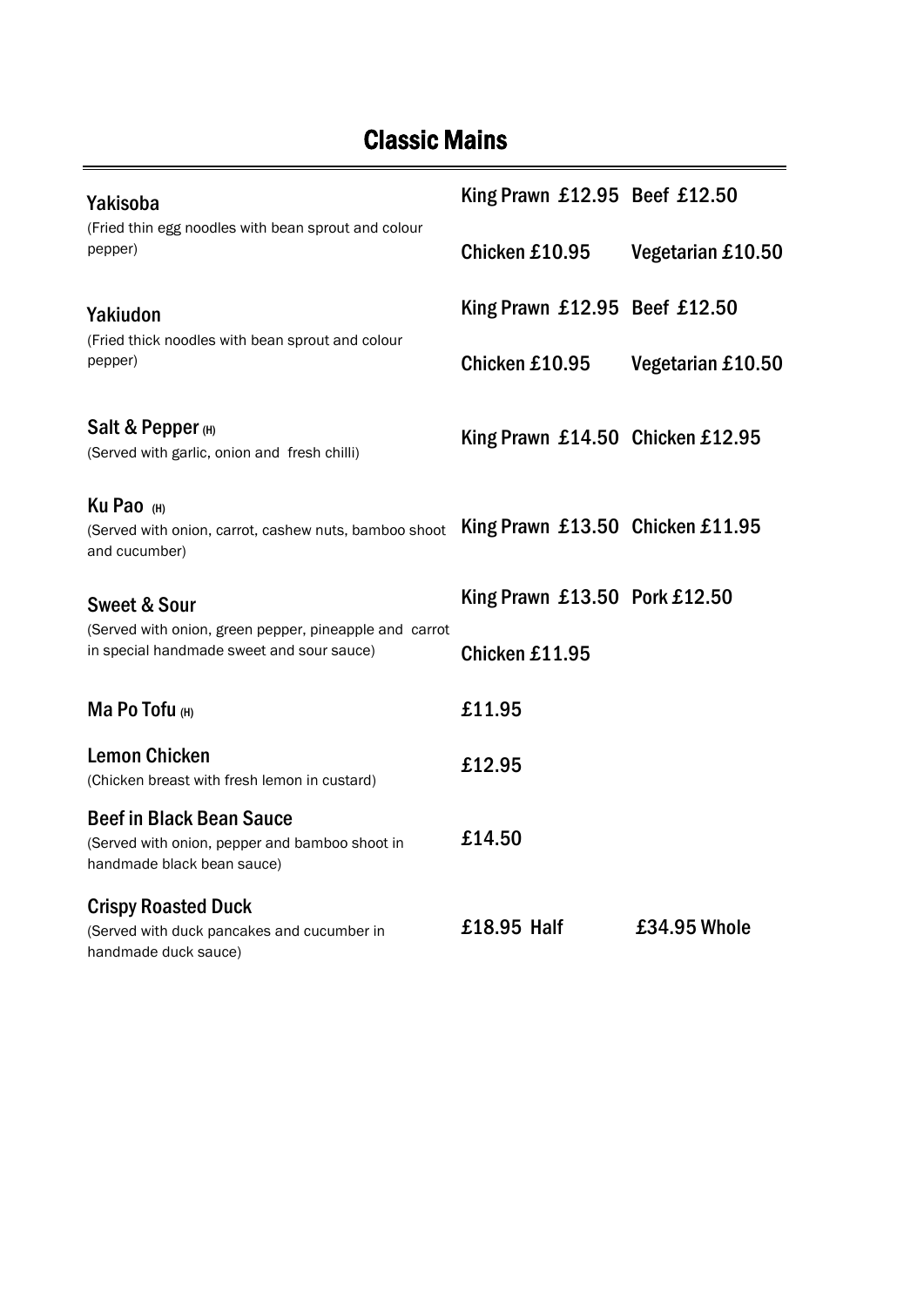## Classic Mains

**Yakisoba**
(Fried thin egg noodles with bean sprout and colour pepper)
King Prawn £12.95 Beef £12.50
Chicken £10.95 Vegetarian £10.50

**Yakiudon**
(Fried thick noodles with bean sprout and colour pepper)
King Prawn £12.95 Beef £12.50
Chicken £10.95 Vegetarian £10.50

**Salt & Pepper** (H)
(Served with garlic, onion and fresh chilli)
King Prawn £14.50 Chicken £12.95

**Ku Pao** (H)
(Served with onion, carrot, cashew nuts, bamboo shoot and cucumber)
King Prawn £13.50 Chicken £11.95

**Sweet & Sour**
(Served with onion, green pepper, pineapple and carrot in special handmade sweet and sour sauce)
King Prawn £13.50 Pork £12.50
Chicken £11.95

**Ma Po Tofu** (H)
£11.95

**Lemon Chicken**
(Chicken breast with fresh lemon in custard)
£12.95

**Beef in Black Bean Sauce**
(Served with onion, pepper and bamboo shoot in handmade black bean sauce)
£14.50

**Crispy Roasted Duck**
(Served with duck pancakes and cucumber in handmade duck sauce)
£18.95 Half £34.95 Whole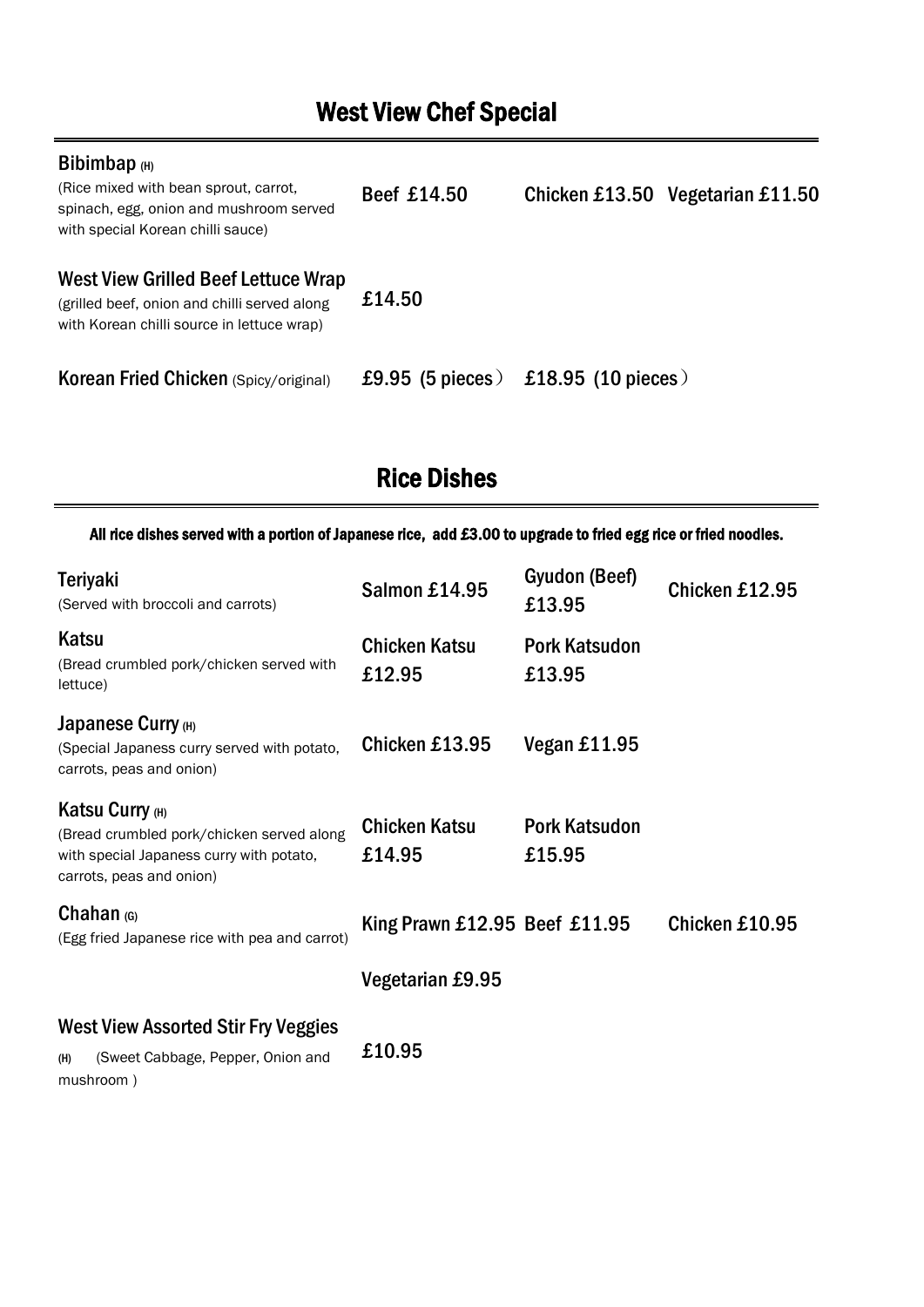## West View Chef Special

**Bibimbap** (H)
(Rice mixed with bean sprout, carrot, spinach, egg, onion and mushroom served with special Korean chilli sauce)
Beef £14.50 | Chicken £13.50 | Vegetarian £11.50

**West View Grilled Beef Lettuce Wrap**
(grilled beef, onion and chilli served along with Korean chilli source in lettuce wrap)
£14.50

**Korean Fried Chicken** (Spicy/original)
£9.95 (5 pieces） | £18.95 (10 pieces）

## Rice Dishes

**All rice dishes served with a portion of Japanese rice, add £3.00 to upgrade to fried egg rice or fried noodles.**

**Teriyaki**
(Served with broccoli and carrots)
Salmon £14.95 | Gyudon (Beef) £13.95 | Chicken £12.95

**Katsu**
(Bread crumbled pork/chicken served with lettuce)
Chicken Katsu £12.95 | Pork Katsudon £13.95

**Japanese Curry** (H)
(Special Japaness curry served with potato, carrots, peas and onion)
Chicken £13.95 | Vegan £11.95

**Katsu Curry** (H)
(Bread crumbled pork/chicken served along with special Japaness curry with potato, carrots, peas and onion)
Chicken Katsu £14.95 | Pork Katsudon £15.95

**Chahan** (G)
(Egg fried Japanese rice with pea and carrot)
King Prawn £12.95 | Beef £11.95 | Chicken £10.95 | Vegetarian £9.95

**West View Assorted Stir Fry Veggies**
(H) (Sweet Cabbage, Pepper, Onion and mushroom )
£10.95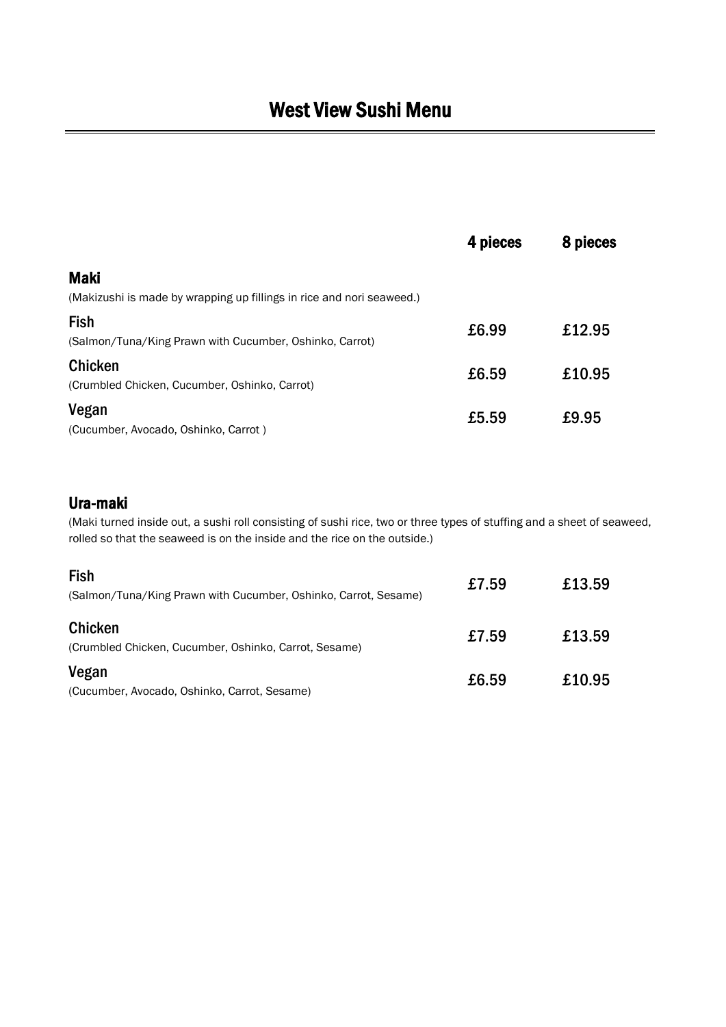# West View Sushi Menu

| | 4 pieces | 8 pieces |
|---|---|---|
| **Maki**<br>(Makizushi is made by wrapping up fillings in rice and nori seaweed.) | | |
| **Fish**<br>(Salmon/Tuna/King Prawn with Cucumber, Oshinko, Carrot) | £6.99 | £12.95 |
| **Chicken**<br>(Crumbled Chicken, Cucumber, Oshinko, Carrot) | £6.59 | £10.95 |
| **Vegan**<br>(Cucumber, Avocado, Oshinko, Carrot ) | £5.59 | £9.95 |

## Ura-maki

(Maki turned inside out, a sushi roll consisting of sushi rice, two or three types of stuffing and a sheet of seaweed, rolled so that the seaweed is on the inside and the rice on the outside.)

| | 4 pieces | 8 pieces |
|---|---|---|
| **Fish**<br>(Salmon/Tuna/King Prawn with Cucumber, Oshinko, Carrot, Sesame) | £7.59 | £13.59 |
| **Chicken**<br>(Crumbled Chicken, Cucumber, Oshinko, Carrot, Sesame) | £7.59 | £13.59 |
| **Vegan**<br>(Cucumber, Avocado, Oshinko, Carrot, Sesame) | £6.59 | £10.95 |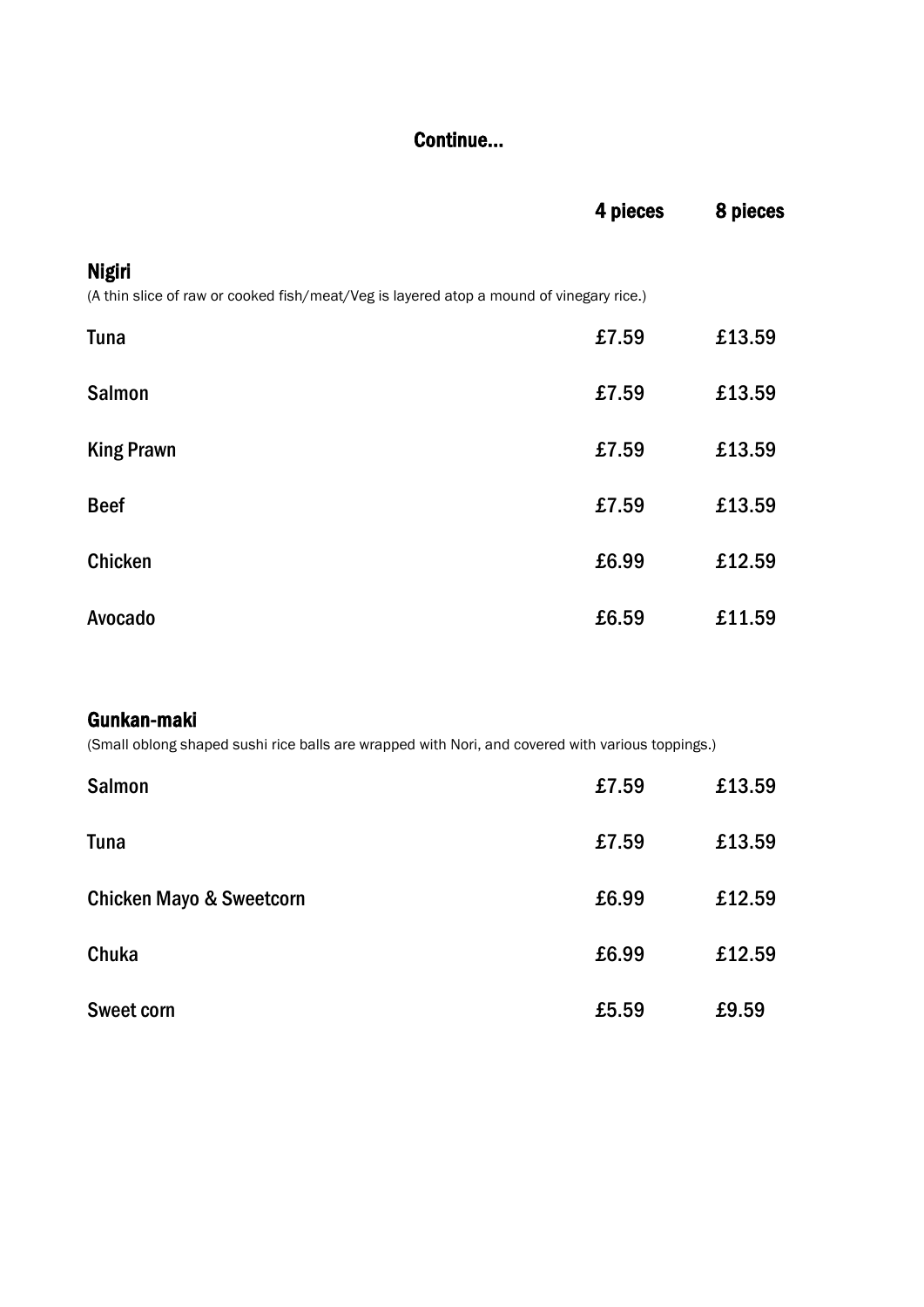## Continue...

| | 4 pieces | 8 pieces |
|---|---|---|

### Nigiri

(A thin slice of raw or cooked fish/meat/Veg is layered atop a mound of vinegary rice.)

| | 4 pieces | 8 pieces |
|---|---|---|
| Tuna | £7.59 | £13.59 |
| Salmon | £7.59 | £13.59 |
| King Prawn | £7.59 | £13.59 |
| Beef | £7.59 | £13.59 |
| Chicken | £6.99 | £12.59 |
| Avocado | £6.59 | £11.59 |

### Gunkan-maki

(Small oblong shaped sushi rice balls are wrapped with Nori, and covered with various toppings.)

| | 4 pieces | 8 pieces |
|---|---|---|
| Salmon | £7.59 | £13.59 |
| Tuna | £7.59 | £13.59 |
| Chicken Mayo & Sweetcorn | £6.99 | £12.59 |
| Chuka | £6.99 | £12.59 |
| Sweet corn | £5.59 | £9.59 |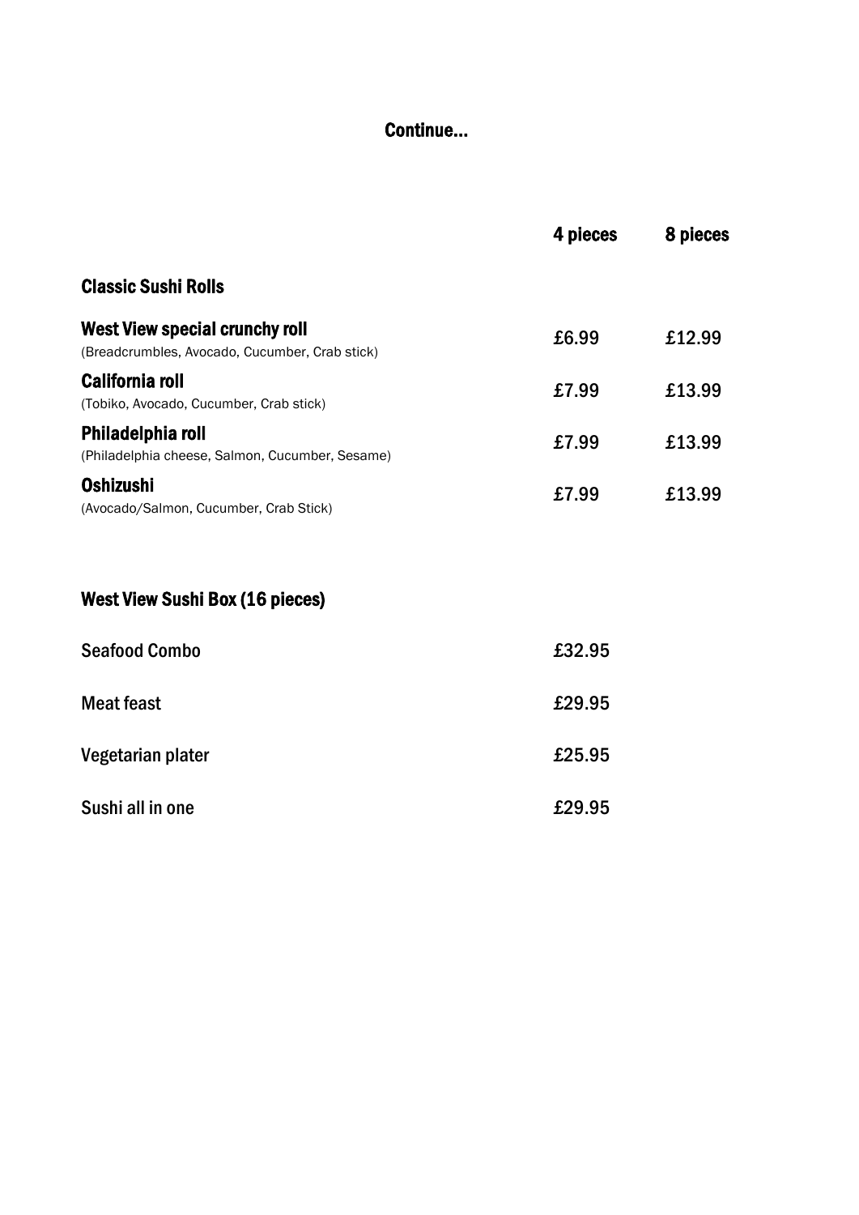Continue...

| | 4 pieces | 8 pieces |
|---|---|---|
| **Classic Sushi Rolls** | | |
| **West View special crunchy roll**<br>(Breadcrumbles, Avocado, Cucumber, Crab stick) | £6.99 | £12.99 |
| **California roll**<br>(Tobiko, Avocado, Cucumber, Crab stick) | £7.99 | £13.99 |
| **Philadelphia roll**<br>(Philadelphia cheese, Salmon, Cucumber, Sesame) | £7.99 | £13.99 |
| **Oshizushi**<br>(Avocado/Salmon, Cucumber, Crab Stick) | £7.99 | £13.99 |

## West View Sushi Box (16 pieces)

| | |
|---|---|
| Seafood Combo | £32.95 |
| Meat feast | £29.95 |
| Vegetarian plater | £25.95 |
| Sushi all in one | £29.95 |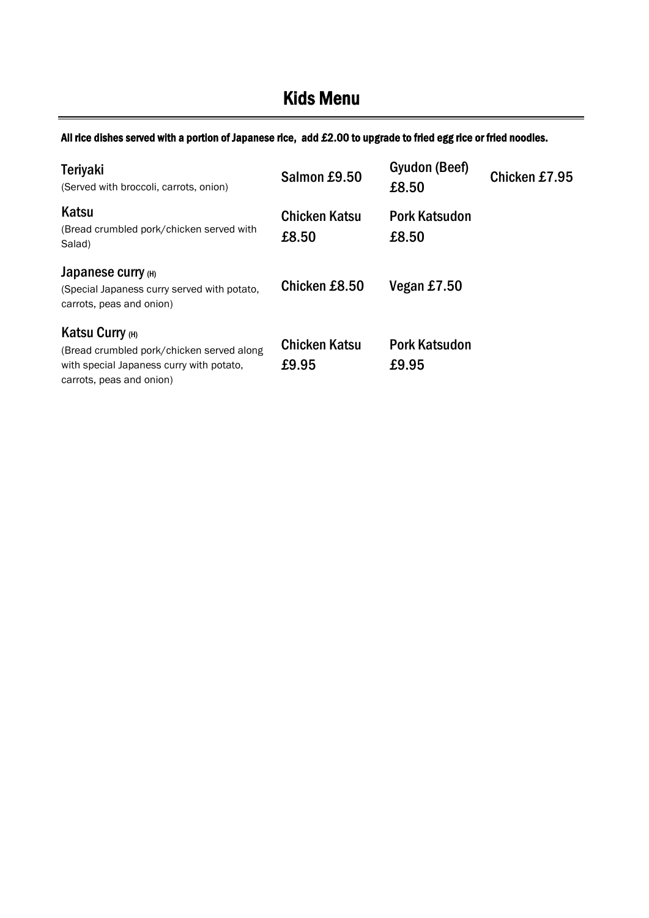# Kids Menu

**All rice dishes served with a portion of Japanese rice, add £2.00 to upgrade to fried egg rice or fried noodles.**

| Dish | | | |
|---|---|---|---|
| **Teriyaki**<br>(Served with broccoli, carrots, onion) | Salmon £9.50 | Gyudon (Beef) £8.50 | Chicken £7.95 |
| **Katsu**<br>(Bread crumbled pork/chicken served with Salad) | Chicken Katsu £8.50 | Pork Katsudon £8.50 | |
| **Japanese curry** (H)<br>(Special Japaness curry served with potato, carrots, peas and onion) | Chicken £8.50 | Vegan £7.50 | |
| **Katsu Curry** (H)<br>(Bread crumbled pork/chicken served along with special Japaness curry with potato, carrots, peas and onion) | Chicken Katsu £9.95 | Pork Katsudon £9.95 | |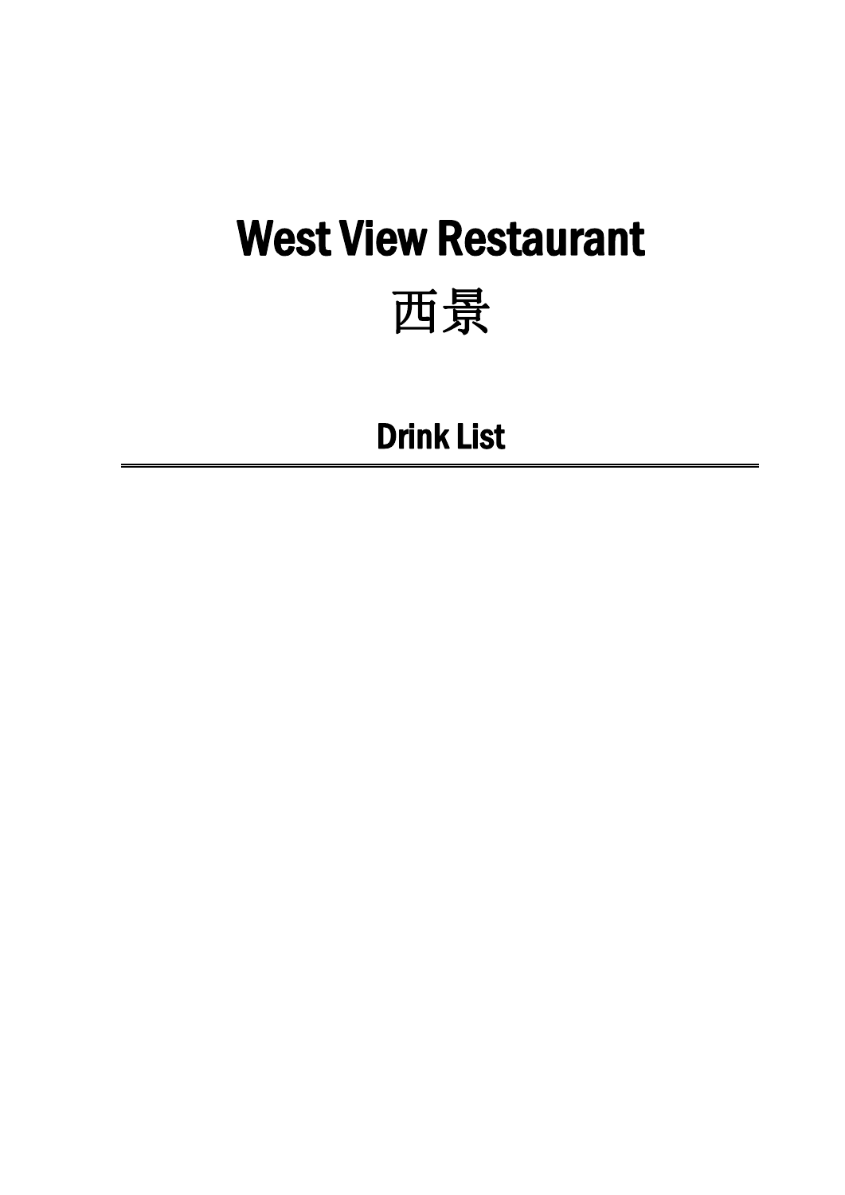# West View Restaurant

# 西景

## Drink List

---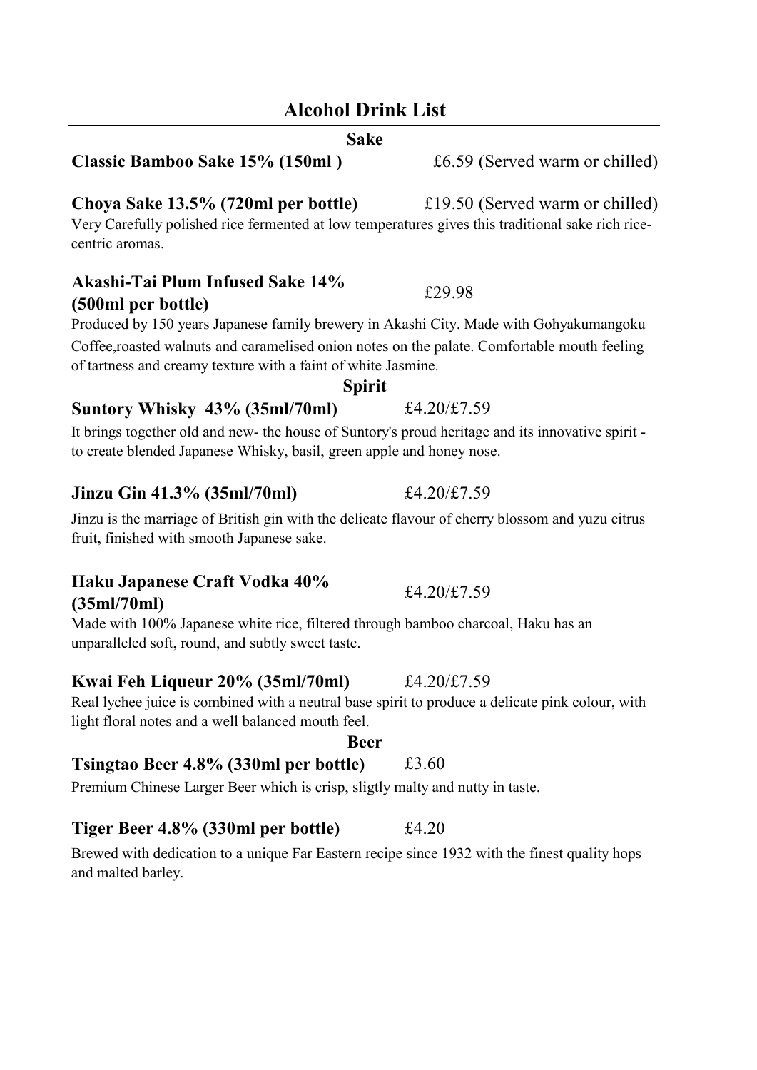# Alcohol Drink List

## Sake

**Classic Bamboo Sake 15% (150ml )** £6.59 (Served warm or chilled)

**Choya Sake 13.5% (720ml per bottle)** £19.50 (Served warm or chilled)

Very Carefully polished rice fermented at low temperatures gives this traditional sake rich rice-centric aromas.

**Akashi-Tai Plum Infused Sake 14% (500ml per bottle)** £29.98

Produced by 150 years Japanese family brewery in Akashi City. Made with Gohyakumangoku Coffee,roasted walnuts and caramelised onion notes on the palate. Comfortable mouth feeling of tartness and creamy texture with a faint of white Jasmine.

## Spirit

**Suntory Whisky 43% (35ml/70ml)** £4.20/£7.59

It brings together old and new- the house of Suntory's proud heritage and its innovative spirit - to create blended Japanese Whisky, basil, green apple and honey nose.

**Jinzu Gin 41.3% (35ml/70ml)** £4.20/£7.59

Jinzu is the marriage of British gin with the delicate flavour of cherry blossom and yuzu citrus fruit, finished with smooth Japanese sake.

**Haku Japanese Craft Vodka 40% (35ml/70ml)** £4.20/£7.59

Made with 100% Japanese white rice, filtered through bamboo charcoal, Haku has an unparalleled soft, round, and subtly sweet taste.

**Kwai Feh Liqueur 20% (35ml/70ml)** £4.20/£7.59

Real lychee juice is combined with a neutral base spirit to produce a delicate pink colour, with light floral notes and a well balanced mouth feel.

## Beer

**Tsingtao Beer 4.8% (330ml per bottle)** £3.60

Premium Chinese Larger Beer which is crisp, sligtly malty and nutty in taste.

**Tiger Beer 4.8% (330ml per bottle)** £4.20

Brewed with dedication to a unique Far Eastern recipe since 1932 with the finest quality hops and malted barley.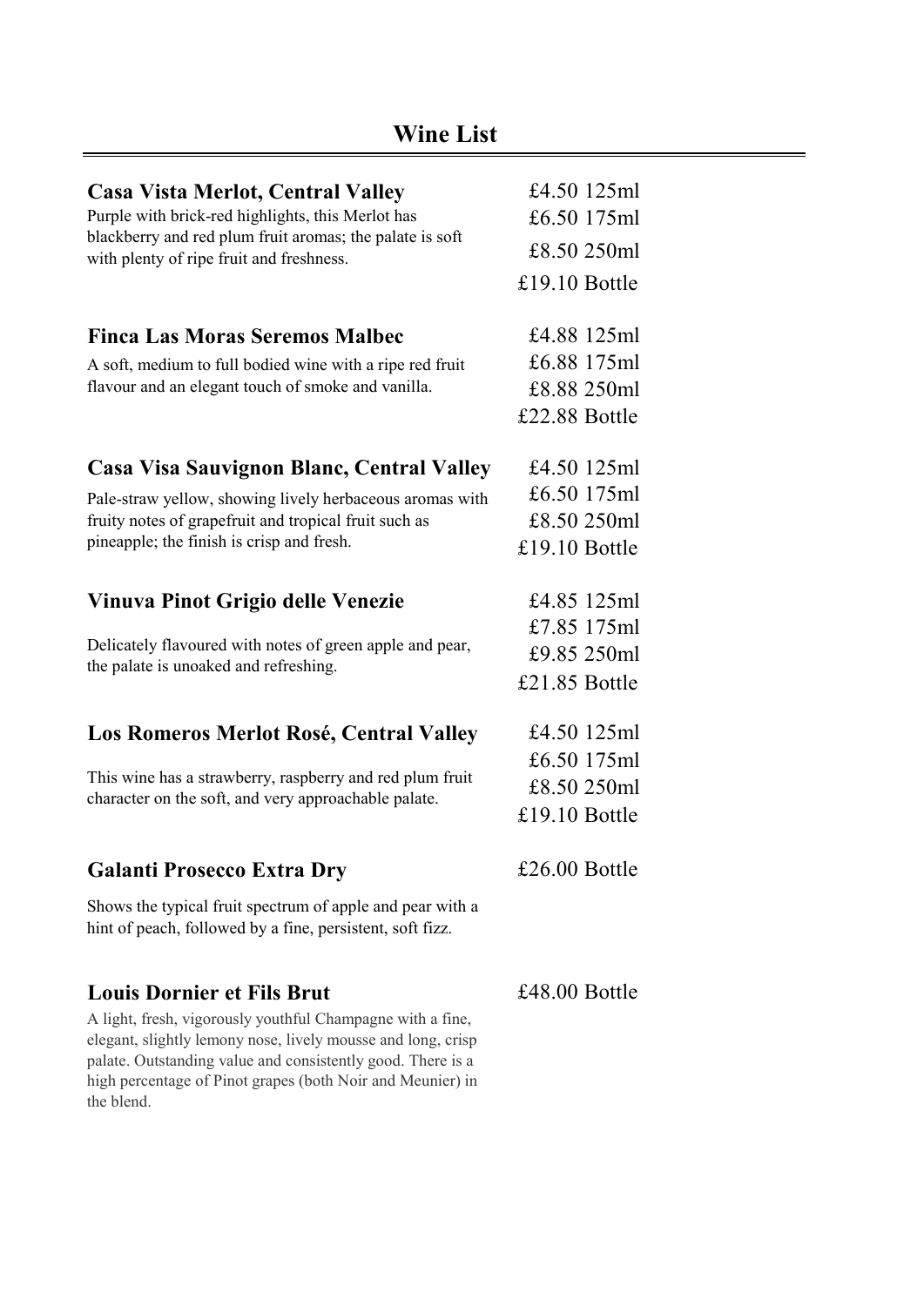# Wine List

### Casa Vista Merlot, Central Valley

Purple with brick-red highlights, this Merlot has blackberry and red plum fruit aromas; the palate is soft with plenty of ripe fruit and freshness.

£4.50 125ml
£6.50 175ml
£8.50 250ml
£19.10 Bottle

### Finca Las Moras Seremos Malbec

A soft, medium to full bodied wine with a ripe red fruit flavour and an elegant touch of smoke and vanilla.

£4.88 125ml
£6.88 175ml
£8.88 250ml
£22.88 Bottle

### Casa Visa Sauvignon Blanc, Central Valley

Pale-straw yellow, showing lively herbaceous aromas with fruity notes of grapefruit and tropical fruit such as pineapple; the finish is crisp and fresh.

£4.50 125ml
£6.50 175ml
£8.50 250ml
£19.10 Bottle

### Vinuva Pinot Grigio delle Venezie

Delicately flavoured with notes of green apple and pear, the palate is unoaked and refreshing.

£4.85 125ml
£7.85 175ml
£9.85 250ml
£21.85 Bottle

### Los Romeros Merlot Rosé, Central Valley

This wine has a strawberry, raspberry and red plum fruit character on the soft, and very approachable palate.

£4.50 125ml
£6.50 175ml
£8.50 250ml
£19.10 Bottle

### Galanti Prosecco Extra Dry

£26.00 Bottle

Shows the typical fruit spectrum of apple and pear with a hint of peach, followed by a fine, persistent, soft fizz.

### Louis Dornier et Fils Brut

£48.00 Bottle

A light, fresh, vigorously youthful Champagne with a fine, elegant, slightly lemony nose, lively mousse and long, crisp palate. Outstanding value and consistently good. There is a high percentage of Pinot grapes (both Noir and Meunier) in the blend.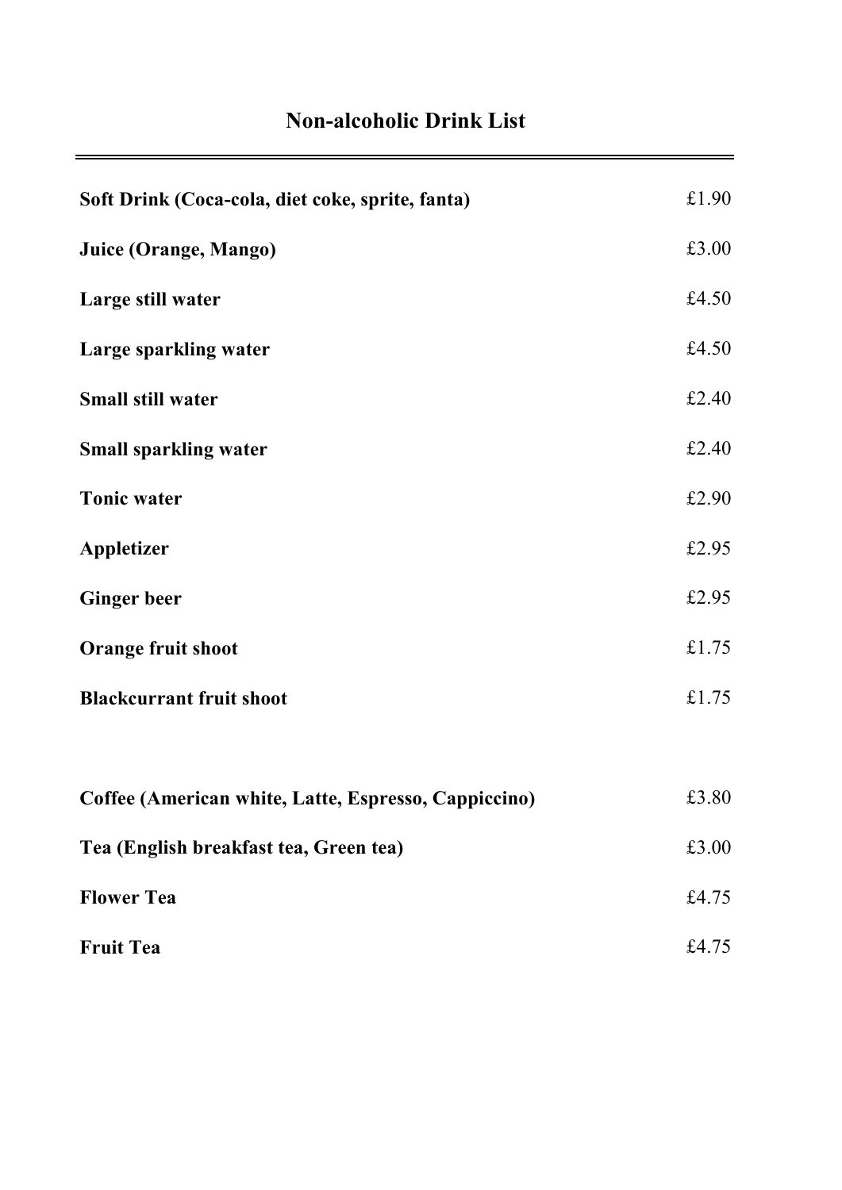## Non-alcoholic Drink List

| | |
|---|---|
| **Soft Drink (Coca-cola, diet coke, sprite, fanta)** | £1.90 |
| **Juice (Orange, Mango)** | £3.00 |
| **Large still water** | £4.50 |
| **Large sparkling water** | £4.50 |
| **Small still water** | £2.40 |
| **Small sparkling water** | £2.40 |
| **Tonic water** | £2.90 |
| **Appletizer** | £2.95 |
| **Ginger beer** | £2.95 |
| **Orange fruit shoot** | £1.75 |
| **Blackcurrant fruit shoot** | £1.75 |

| | |
|---|---|
| **Coffee (American white, Latte, Espresso, Cappiccino)** | £3.80 |
| **Tea (English breakfast tea, Green tea)** | £3.00 |
| **Flower Tea** | £4.75 |
| **Fruit Tea** | £4.75 |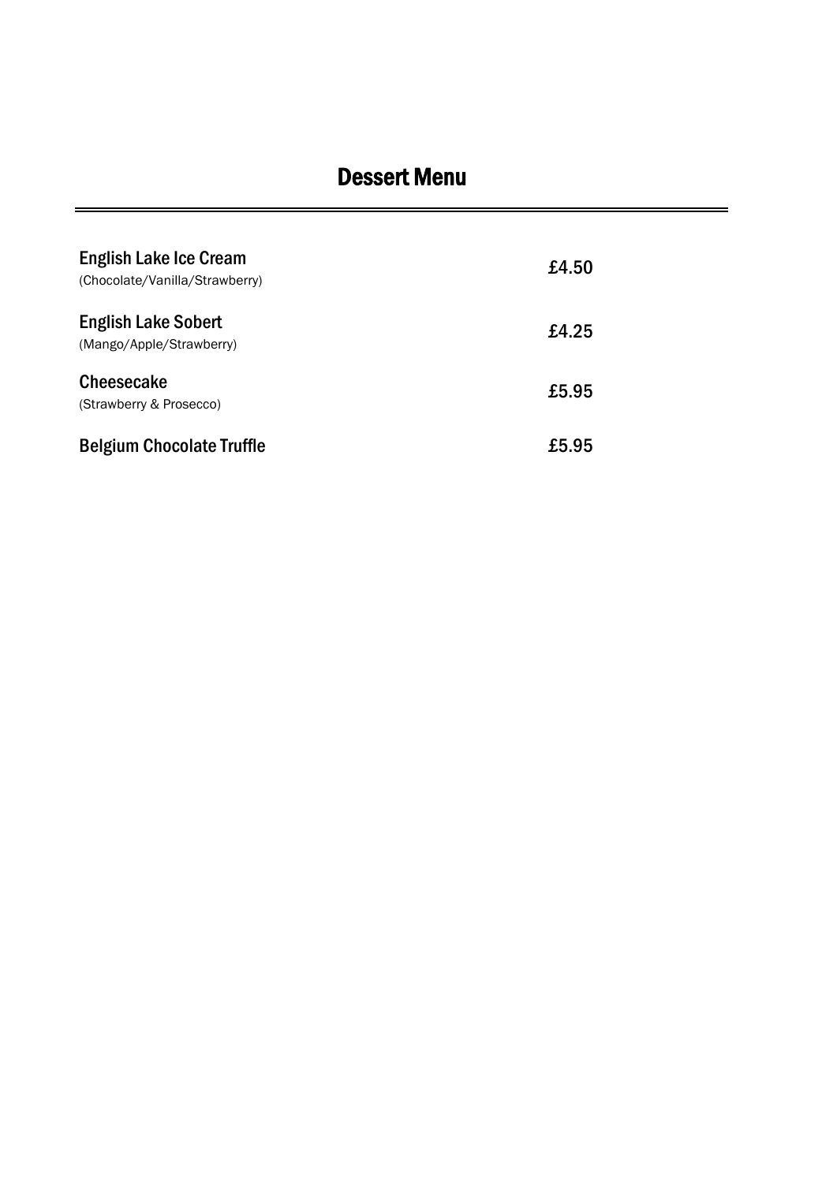# Dessert Menu

| | |
|---|---|
| **English Lake Ice Cream**<br>(Chocolate/Vanilla/Strawberry) | £4.50 |
| **English Lake Sobert**<br>(Mango/Apple/Strawberry) | £4.25 |
| **Cheesecake**<br>(Strawberry & Prosecco) | £5.95 |
| **Belgium Chocolate Truffle** | £5.95 |